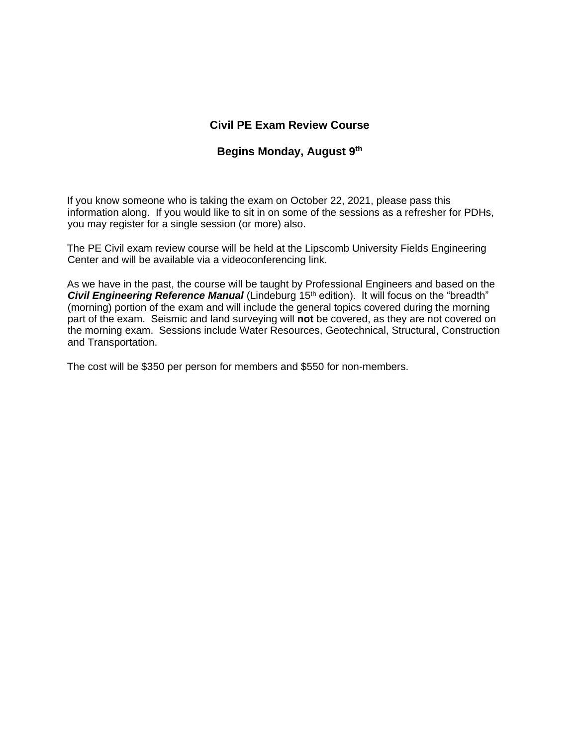## Civil PE Exam Review Course

## Begins Monday, August 9th

If you know someone who is taking the exam on October 22, 2021, please pass this information along. If you would like to sit in on some of the sessions as a refresher for PDHs, you may register for a single session (or more) also.

The PE Civil exam review course will be held at the Lipscomb University Fields Engineering Center and will be available via a videoconferencing link.

As we have in the past, the course will be taught by Professional Engineers and based on the ***Civil Engineering Reference Manual*** (Lindeburg 15th edition). It will focus on the "breadth" (morning) portion of the exam and will include the general topics covered during the morning part of the exam. Seismic and land surveying will **not** be covered, as they are not covered on the morning exam. Sessions include Water Resources, Geotechnical, Structural, Construction and Transportation.

The cost will be $350 per person for members and $550 for non-members.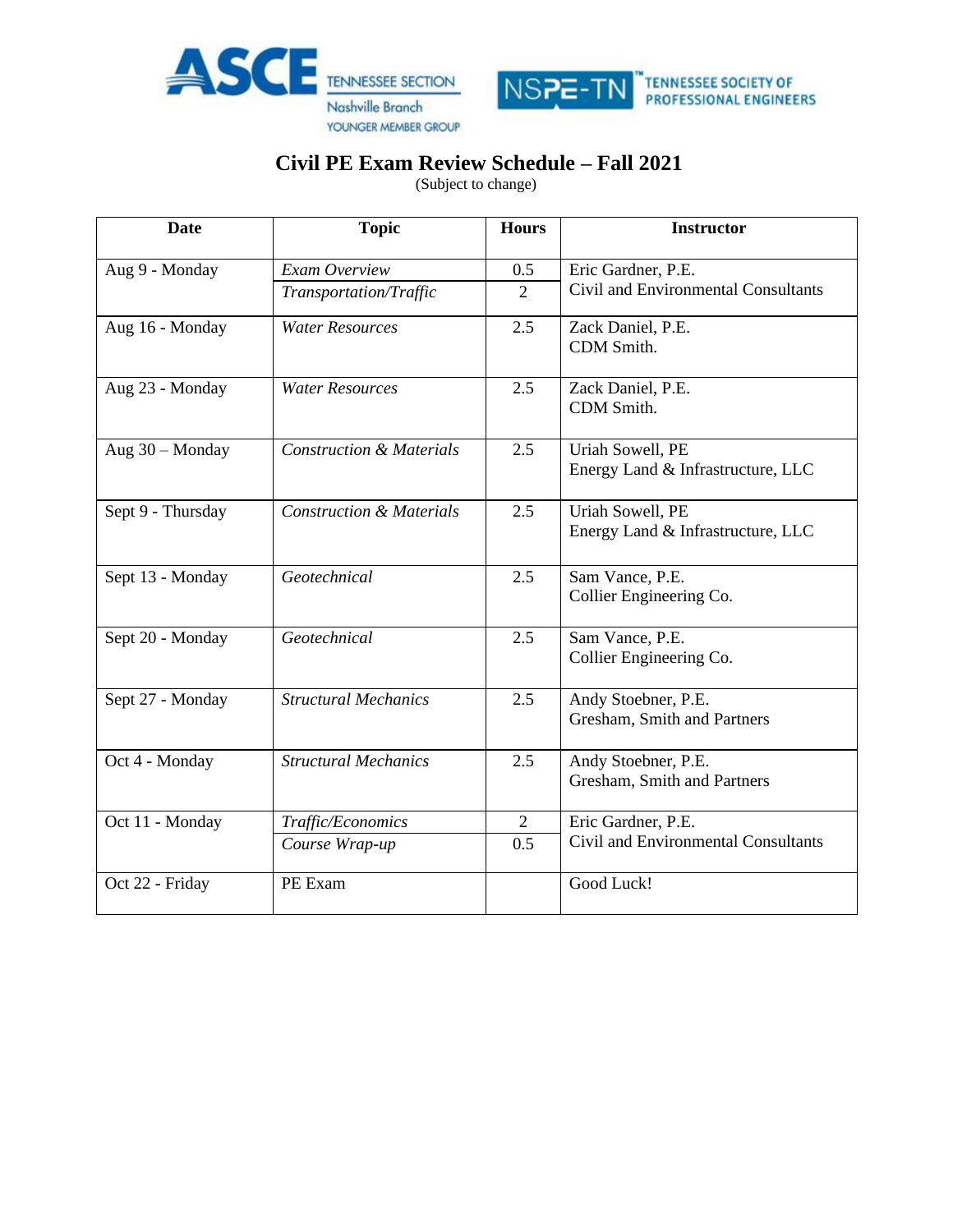ASCE TENNESSEE SECTION Nashville Branch YOUNGER MEMBER GROUP

NSPE-TN TENNESSEE SOCIETY OF PROFESSIONAL ENGINEERS

# Civil PE Exam Review Schedule – Fall 2021

(Subject to change)

| Date | Topic | Hours | Instructor |
|---|---|---|---|
| Aug 9 - Monday | *Exam Overview* | 0.5 | Eric Gardner, P.E.<br>Civil and Environmental Consultants |
| | *Transportation/Traffic* | 2 | |
| Aug 16 - Monday | *Water Resources* | 2.5 | Zack Daniel, P.E.<br>CDM Smith. |
| Aug 23 - Monday | *Water Resources* | 2.5 | Zack Daniel, P.E.<br>CDM Smith. |
| Aug 30 – Monday | *Construction & Materials* | 2.5 | Uriah Sowell, PE<br>Energy Land & Infrastructure, LLC |
| Sept 9 - Thursday | *Construction & Materials* | 2.5 | Uriah Sowell, PE<br>Energy Land & Infrastructure, LLC |
| Sept 13 - Monday | *Geotechnical* | 2.5 | Sam Vance, P.E.<br>Collier Engineering Co. |
| Sept 20 - Monday | *Geotechnical* | 2.5 | Sam Vance, P.E.<br>Collier Engineering Co. |
| Sept 27 - Monday | *Structural Mechanics* | 2.5 | Andy Stoebner, P.E.<br>Gresham, Smith and Partners |
| Oct 4 - Monday | *Structural Mechanics* | 2.5 | Andy Stoebner, P.E.<br>Gresham, Smith and Partners |
| Oct 11 - Monday | *Traffic/Economics* | 2 | Eric Gardner, P.E.<br>Civil and Environmental Consultants |
| | *Course Wrap-up* | 0.5 | |
| Oct 22 - Friday | PE Exam | | Good Luck! |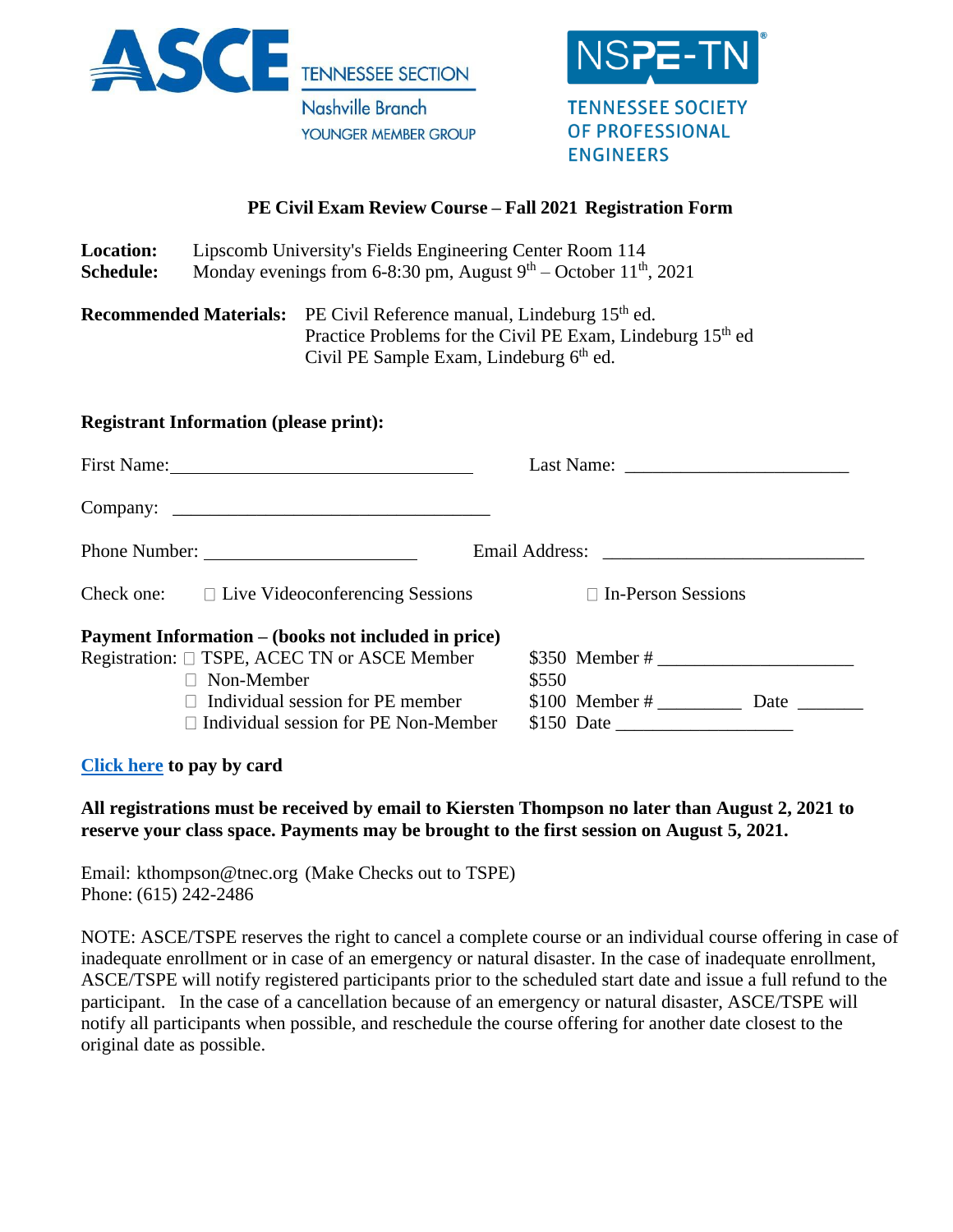ASCE TENNESSEE SECTION
Nashville Branch
YOUNGER MEMBER GROUP

NSPE-TN
TENNESSEE SOCIETY OF PROFESSIONAL ENGINEERS

## PE Civil Exam Review Course – Fall 2021 Registration Form

**Location:** Lipscomb University's Fields Engineering Center Room 114
**Schedule:** Monday evenings from 6-8:30 pm, August 9th – October 11th, 2021

**Recommended Materials:** PE Civil Reference manual, Lindeburg 15th ed.
Practice Problems for the Civil PE Exam, Lindeburg 15th ed
Civil PE Sample Exam, Lindeburg 6th ed.

**Registrant Information (please print):**

First Name: ______________________________ Last Name: ______________________

Company: ________________________________

Phone Number: _____________________ Email Address: __________________________

Check one: ☐ Live Videoconferencing Sessions ☐ In-Person Sessions

**Payment Information – (books not included in price)**

| | |
|---|---|
| Registration: ☐ TSPE, ACEC TN or ASCE Member | $350 Member # ___________________ |
| ☐ Non-Member | $550 |
| ☐ Individual session for PE member | $100 Member # ________ Date _______ |
| ☐ Individual session for PE Non-Member | $150 Date _________________ |

[Click here](#) **to pay by card**

**All registrations must be received by email to Kiersten Thompson no later than August 2, 2021 to reserve your class space. Payments may be brought to the first session on August 5, 2021.**

Email: kthompson@tnec.org (Make Checks out to TSPE)
Phone: (615) 242-2486

NOTE: ASCE/TSPE reserves the right to cancel a complete course or an individual course offering in case of inadequate enrollment or in case of an emergency or natural disaster. In the case of inadequate enrollment, ASCE/TSPE will notify registered participants prior to the scheduled start date and issue a full refund to the participant. In the case of a cancellation because of an emergency or natural disaster, ASCE/TSPE will notify all participants when possible, and reschedule the course offering for another date closest to the original date as possible.